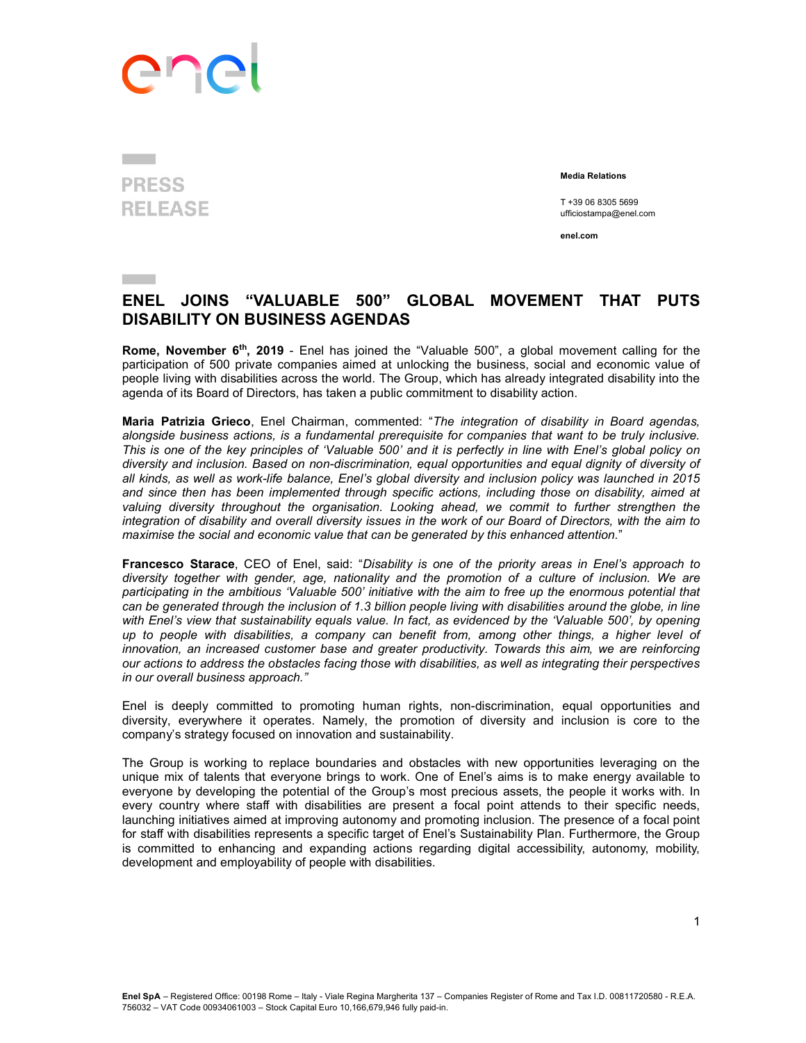**PRESS RELEASE**

**Media Relations**

T +39 06 8305 5699
ufficiostampa@enel.com

**enel.com**

# ENEL JOINS "VALUABLE 500" GLOBAL MOVEMENT THAT PUTS DISABILITY ON BUSINESS AGENDAS

**Rome, November 6th, 2019** - Enel has joined the "Valuable 500", a global movement calling for the participation of 500 private companies aimed at unlocking the business, social and economic value of people living with disabilities across the world. The Group, which has already integrated disability into the agenda of its Board of Directors, has taken a public commitment to disability action.

**Maria Patrizia Grieco**, Enel Chairman, commented: "*The integration of disability in Board agendas, alongside business actions, is a fundamental prerequisite for companies that want to be truly inclusive. This is one of the key principles of 'Valuable 500' and it is perfectly in line with Enel's global policy on diversity and inclusion. Based on non-discrimination, equal opportunities and equal dignity of diversity of all kinds, as well as work-life balance, Enel's global diversity and inclusion policy was launched in 2015 and since then has been implemented through specific actions, including those on disability, aimed at valuing diversity throughout the organisation. Looking ahead, we commit to further strengthen the integration of disability and overall diversity issues in the work of our Board of Directors, with the aim to maximise the social and economic value that can be generated by this enhanced attention.*"

**Francesco Starace**, CEO of Enel, said: "*Disability is one of the priority areas in Enel's approach to diversity together with gender, age, nationality and the promotion of a culture of inclusion. We are participating in the ambitious 'Valuable 500' initiative with the aim to free up the enormous potential that can be generated through the inclusion of 1.3 billion people living with disabilities around the globe, in line with Enel's view that sustainability equals value. In fact, as evidenced by the 'Valuable 500', by opening up to people with disabilities, a company can benefit from, among other things, a higher level of innovation, an increased customer base and greater productivity. Towards this aim, we are reinforcing our actions to address the obstacles facing those with disabilities, as well as integrating their perspectives in our overall business approach.*"

Enel is deeply committed to promoting human rights, non-discrimination, equal opportunities and diversity, everywhere it operates. Namely, the promotion of diversity and inclusion is core to the company's strategy focused on innovation and sustainability.

The Group is working to replace boundaries and obstacles with new opportunities leveraging on the unique mix of talents that everyone brings to work. One of Enel's aims is to make energy available to everyone by developing the potential of the Group's most precious assets, the people it works with. In every country where staff with disabilities are present a focal point attends to their specific needs, launching initiatives aimed at improving autonomy and promoting inclusion. The presence of a focal point for staff with disabilities represents a specific target of Enel's Sustainability Plan. Furthermore, the Group is committed to enhancing and expanding actions regarding digital accessibility, autonomy, mobility, development and employability of people with disabilities.

**Enel SpA** – Registered Office: 00198 Rome – Italy - Viale Regina Margherita 137 – Companies Register of Rome and Tax I.D. 00811720580 - R.E.A. 756032 – VAT Code 00934061003 – Stock Capital Euro 10,166,679,946 fully paid-in.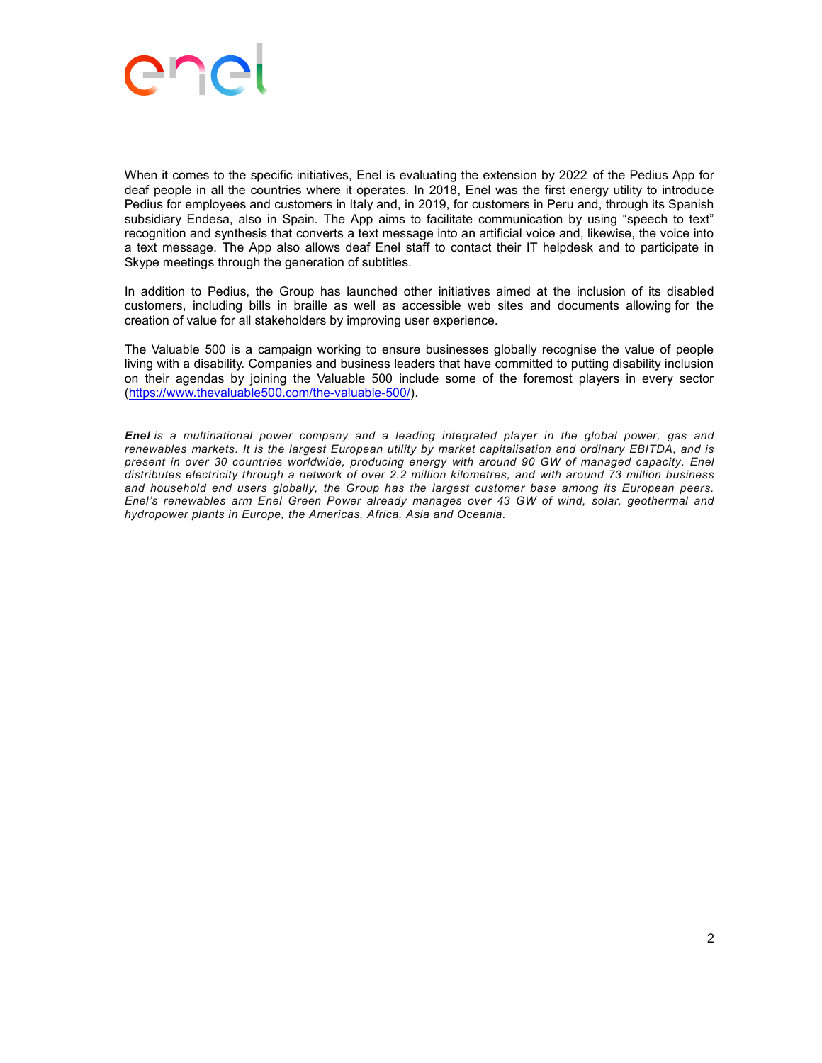When it comes to the specific initiatives, Enel is evaluating the extension by 2022 of the Pedius App for deaf people in all the countries where it operates. In 2018, Enel was the first energy utility to introduce Pedius for employees and customers in Italy and, in 2019, for customers in Peru and, through its Spanish subsidiary Endesa, also in Spain. The App aims to facilitate communication by using "speech to text" recognition and synthesis that converts a text message into an artificial voice and, likewise, the voice into a text message. The App also allows deaf Enel staff to contact their IT helpdesk and to participate in Skype meetings through the generation of subtitles.

In addition to Pedius, the Group has launched other initiatives aimed at the inclusion of its disabled customers, including bills in braille as well as accessible web sites and documents allowing for the creation of value for all stakeholders by improving user experience.

The Valuable 500 is a campaign working to ensure businesses globally recognise the value of people living with a disability. Companies and business leaders that have committed to putting disability inclusion on their agendas by joining the Valuable 500 include some of the foremost players in every sector (https://www.thevaluable500.com/the-valuable-500/).

***Enel*** *is a multinational power company and a leading integrated player in the global power, gas and renewables markets. It is the largest European utility by market capitalisation and ordinary EBITDA, and is present in over 30 countries worldwide, producing energy with around 90 GW of managed capacity. Enel distributes electricity through a network of over 2.2 million kilometres, and with around 73 million business and household end users globally, the Group has the largest customer base among its European peers. Enel's renewables arm Enel Green Power already manages over 43 GW of wind, solar, geothermal and hydropower plants in Europe, the Americas, Africa, Asia and Oceania.*